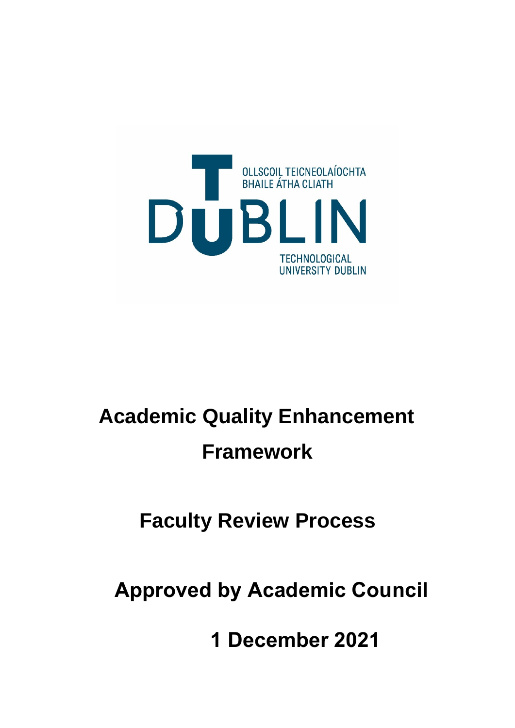OLLSCOIL TEICNEOLAÍOCHTA BHAILE ÁTHA CLIATH

DUBLIN

TECHNOLOGICAL UNIVERSITY DUBLIN

# Academic Quality Enhancement Framework

## Faculty Review Process

## Approved by Academic Council

## 1 December 2021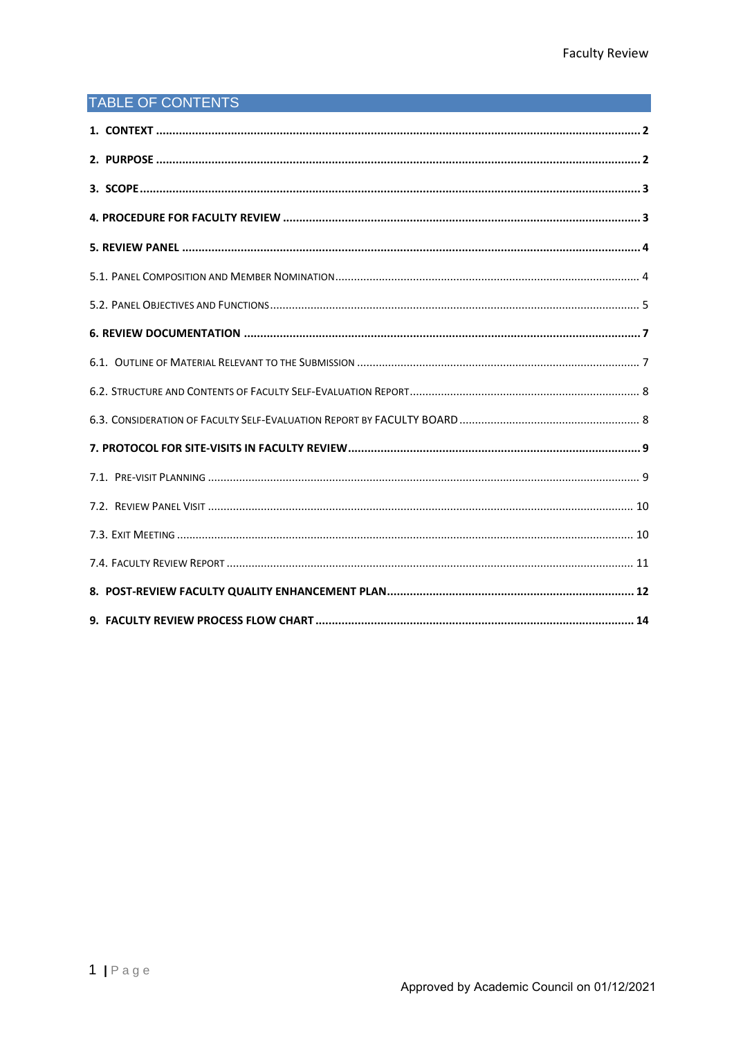# TABLE OF CONTENTS

**1. CONTEXT ..... 2**

**2. PURPOSE ..... 2**

**3. SCOPE ..... 3**

**4. PROCEDURE FOR FACULTY REVIEW ..... 3**

**5. REVIEW PANEL ..... 4**

5.1. Panel Composition and Member Nomination ..... 4

5.2. Panel Objectives and Functions ..... 5

**6. REVIEW DOCUMENTATION ..... 7**

6.1. Outline of Material Relevant to the Submission ..... 7

6.2. Structure and Contents of Faculty Self-Evaluation Report ..... 8

6.3. Consideration of Faculty Self-Evaluation Report by FACULTY BOARD ..... 8

**7. PROTOCOL FOR SITE-VISITS IN FACULTY REVIEW ..... 9**

7.1. Pre-visit Planning ..... 9

7.2. Review Panel Visit ..... 10

7.3. Exit Meeting ..... 10

7.4. Faculty Review Report ..... 11

**8. POST-REVIEW FACULTY QUALITY ENHANCEMENT PLAN ..... 12**

**9. FACULTY REVIEW PROCESS FLOW CHART ..... 14**

Approved by Academic Council on 01/12/2021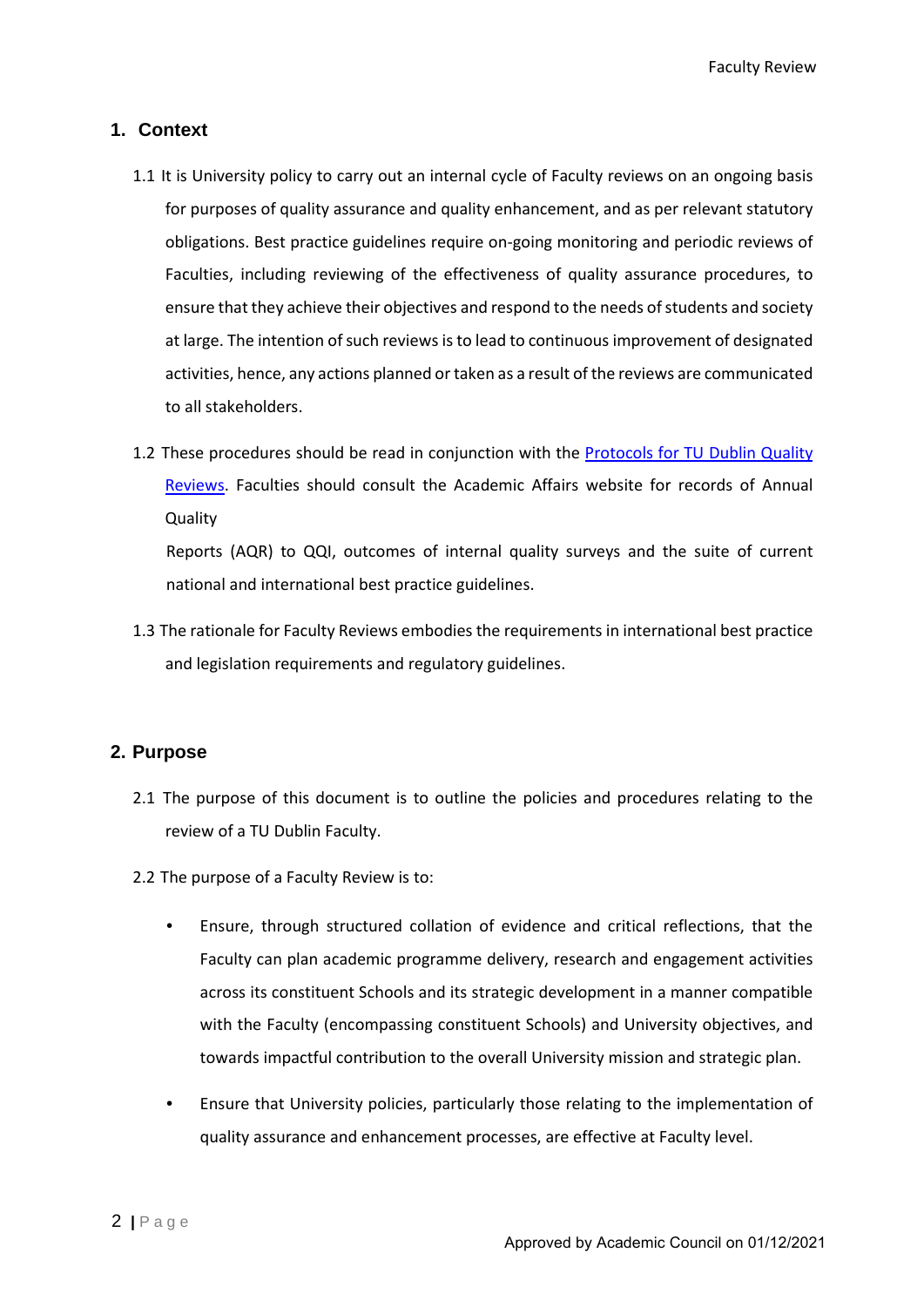## 1. Context

1.1 It is University policy to carry out an internal cycle of Faculty reviews on an ongoing basis for purposes of quality assurance and quality enhancement, and as per relevant statutory obligations. Best practice guidelines require on-going monitoring and periodic reviews of Faculties, including reviewing of the effectiveness of quality assurance procedures, to ensure that they achieve their objectives and respond to the needs of students and society at large. The intention of such reviews is to lead to continuous improvement of designated activities, hence, any actions planned or taken as a result of the reviews are communicated to all stakeholders.

1.2 These procedures should be read in conjunction with the [Protocols for TU Dublin Quality Reviews](). Faculties should consult the Academic Affairs website for records of Annual Quality Reports (AQR) to QQI, outcomes of internal quality surveys and the suite of current national and international best practice guidelines.

1.3 The rationale for Faculty Reviews embodies the requirements in international best practice and legislation requirements and regulatory guidelines.

## 2. Purpose

2.1 The purpose of this document is to outline the policies and procedures relating to the review of a TU Dublin Faculty.

2.2 The purpose of a Faculty Review is to:

- Ensure, through structured collation of evidence and critical reflections, that the Faculty can plan academic programme delivery, research and engagement activities across its constituent Schools and its strategic development in a manner compatible with the Faculty (encompassing constituent Schools) and University objectives, and towards impactful contribution to the overall University mission and strategic plan.
- Ensure that University policies, particularly those relating to the implementation of quality assurance and enhancement processes, are effective at Faculty level.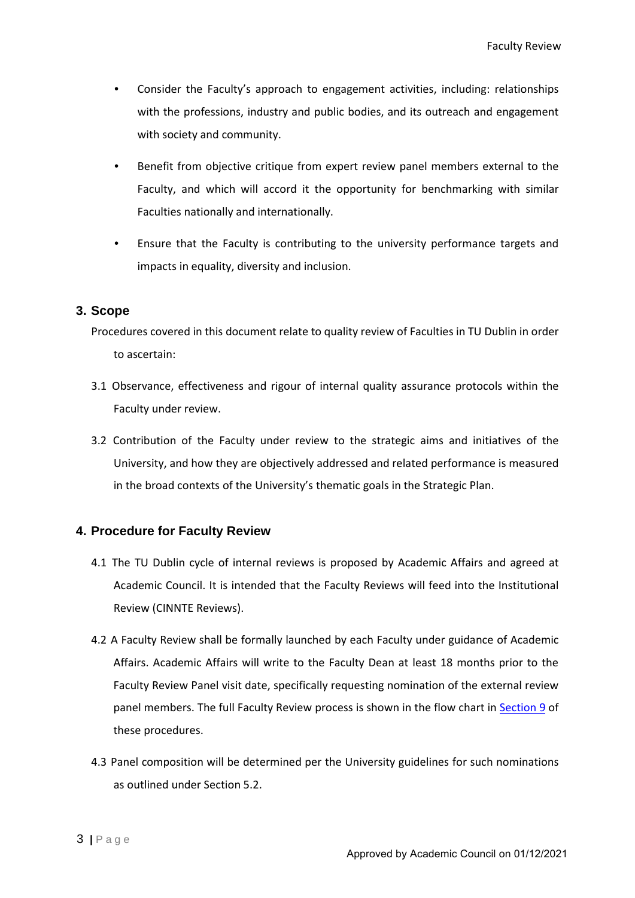- Consider the Faculty's approach to engagement activities, including: relationships with the professions, industry and public bodies, and its outreach and engagement with society and community.
- Benefit from objective critique from expert review panel members external to the Faculty, and which will accord it the opportunity for benchmarking with similar Faculties nationally and internationally.
- Ensure that the Faculty is contributing to the university performance targets and impacts in equality, diversity and inclusion.

## 3. Scope

Procedures covered in this document relate to quality review of Faculties in TU Dublin in order to ascertain:

3.1 Observance, effectiveness and rigour of internal quality assurance protocols within the Faculty under review.

3.2 Contribution of the Faculty under review to the strategic aims and initiatives of the University, and how they are objectively addressed and related performance is measured in the broad contexts of the University's thematic goals in the Strategic Plan.

## 4. Procedure for Faculty Review

4.1 The TU Dublin cycle of internal reviews is proposed by Academic Affairs and agreed at Academic Council. It is intended that the Faculty Reviews will feed into the Institutional Review (CINNTE Reviews).

4.2 A Faculty Review shall be formally launched by each Faculty under guidance of Academic Affairs. Academic Affairs will write to the Faculty Dean at least 18 months prior to the Faculty Review Panel visit date, specifically requesting nomination of the external review panel members. The full Faculty Review process is shown in the flow chart in Section 9 of these procedures.

4.3 Panel composition will be determined per the University guidelines for such nominations as outlined under Section 5.2.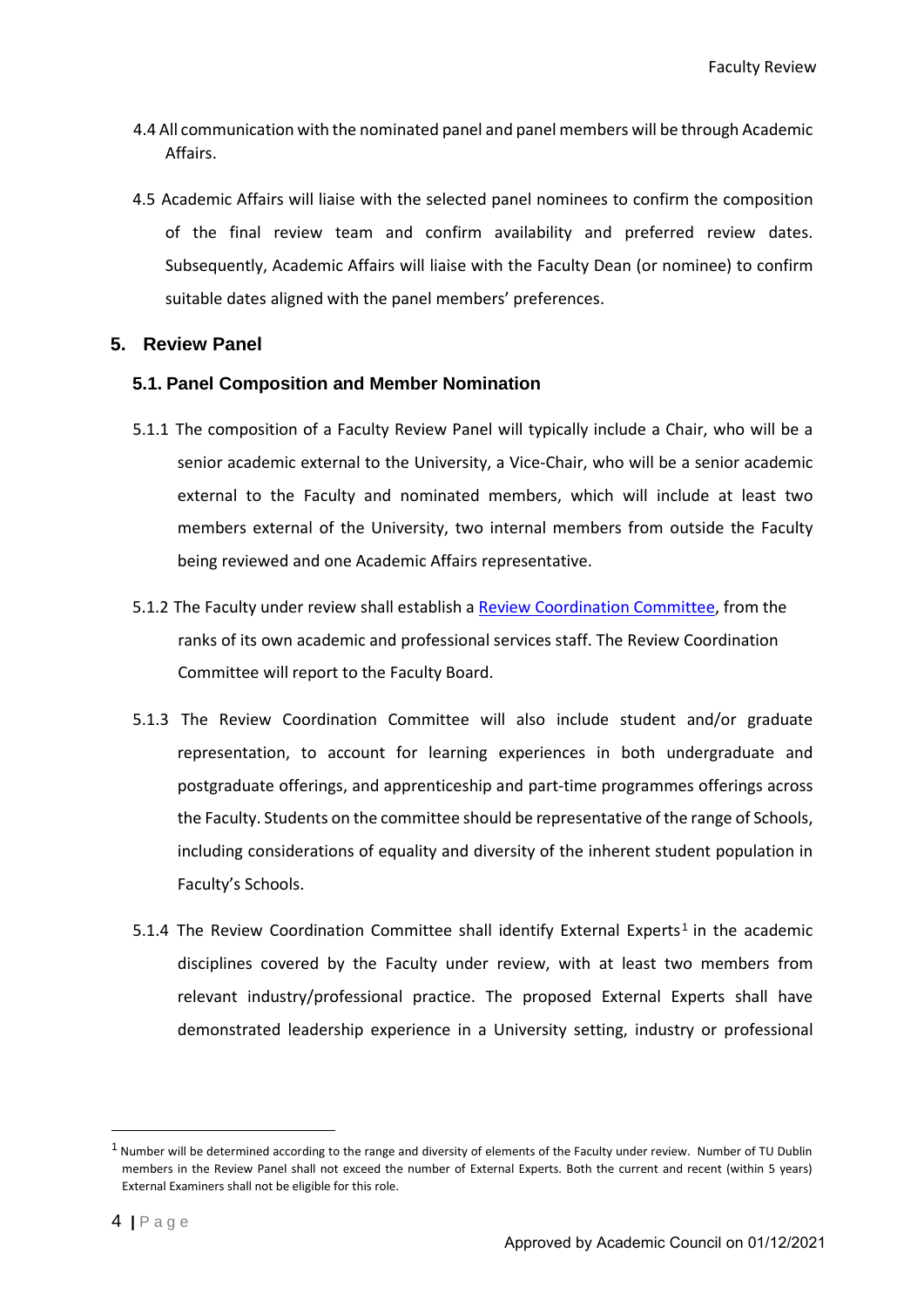4.4 All communication with the nominated panel and panel members will be through Academic Affairs.

4.5 Academic Affairs will liaise with the selected panel nominees to confirm the composition of the final review team and confirm availability and preferred review dates. Subsequently, Academic Affairs will liaise with the Faculty Dean (or nominee) to confirm suitable dates aligned with the panel members' preferences.

## 5. Review Panel

### 5.1. Panel Composition and Member Nomination

5.1.1 The composition of a Faculty Review Panel will typically include a Chair, who will be a senior academic external to the University, a Vice-Chair, who will be a senior academic external to the Faculty and nominated members, which will include at least two members external of the University, two internal members from outside the Faculty being reviewed and one Academic Affairs representative.

5.1.2 The Faculty under review shall establish a Review Coordination Committee, from the ranks of its own academic and professional services staff. The Review Coordination Committee will report to the Faculty Board.

5.1.3 The Review Coordination Committee will also include student and/or graduate representation, to account for learning experiences in both undergraduate and postgraduate offerings, and apprenticeship and part-time programmes offerings across the Faculty. Students on the committee should be representative of the range of Schools, including considerations of equality and diversity of the inherent student population in Faculty's Schools.

5.1.4 The Review Coordination Committee shall identify External Experts[1] in the academic disciplines covered by the Faculty under review, with at least two members from relevant industry/professional practice. The proposed External Experts shall have demonstrated leadership experience in a University setting, industry or professional

---

[1] Number will be determined according to the range and diversity of elements of the Faculty under review. Number of TU Dublin members in the Review Panel shall not exceed the number of External Experts. Both the current and recent (within 5 years) External Examiners shall not be eligible for this role.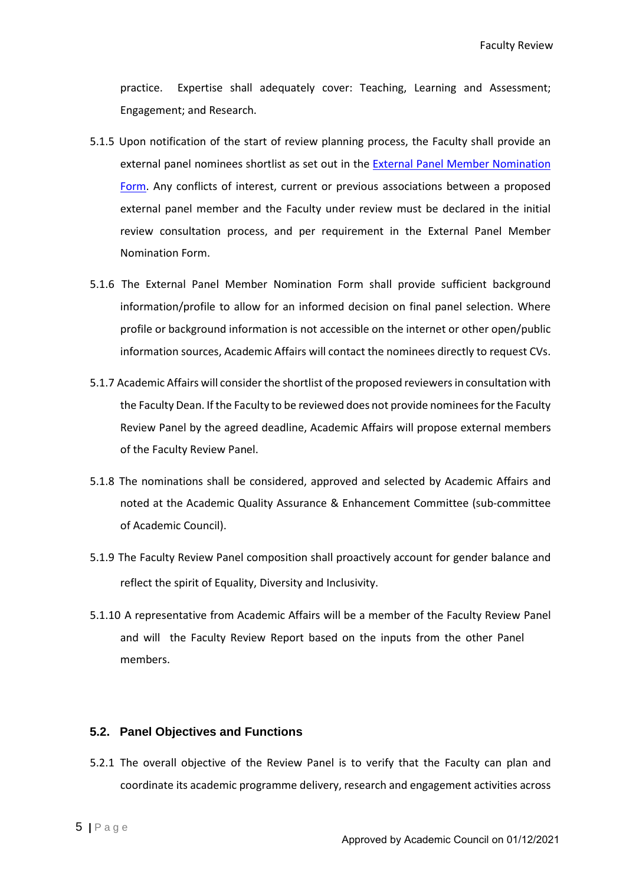practice. Expertise shall adequately cover: Teaching, Learning and Assessment; Engagement; and Research.

5.1.5 Upon notification of the start of review planning process, the Faculty shall provide an external panel nominees shortlist as set out in the External Panel Member Nomination Form. Any conflicts of interest, current or previous associations between a proposed external panel member and the Faculty under review must be declared in the initial review consultation process, and per requirement in the External Panel Member Nomination Form.

5.1.6 The External Panel Member Nomination Form shall provide sufficient background information/profile to allow for an informed decision on final panel selection. Where profile or background information is not accessible on the internet or other open/public information sources, Academic Affairs will contact the nominees directly to request CVs.

5.1.7 Academic Affairs will consider the shortlist of the proposed reviewers in consultation with the Faculty Dean. If the Faculty to be reviewed does not provide nominees for the Faculty Review Panel by the agreed deadline, Academic Affairs will propose external members of the Faculty Review Panel.

5.1.8 The nominations shall be considered, approved and selected by Academic Affairs and noted at the Academic Quality Assurance & Enhancement Committee (sub-committee of Academic Council).

5.1.9 The Faculty Review Panel composition shall proactively account for gender balance and reflect the spirit of Equality, Diversity and Inclusivity.

5.1.10 A representative from Academic Affairs will be a member of the Faculty Review Panel and will the Faculty Review Report based on the inputs from the other Panel members.

### 5.2. Panel Objectives and Functions

5.2.1 The overall objective of the Review Panel is to verify that the Faculty can plan and coordinate its academic programme delivery, research and engagement activities across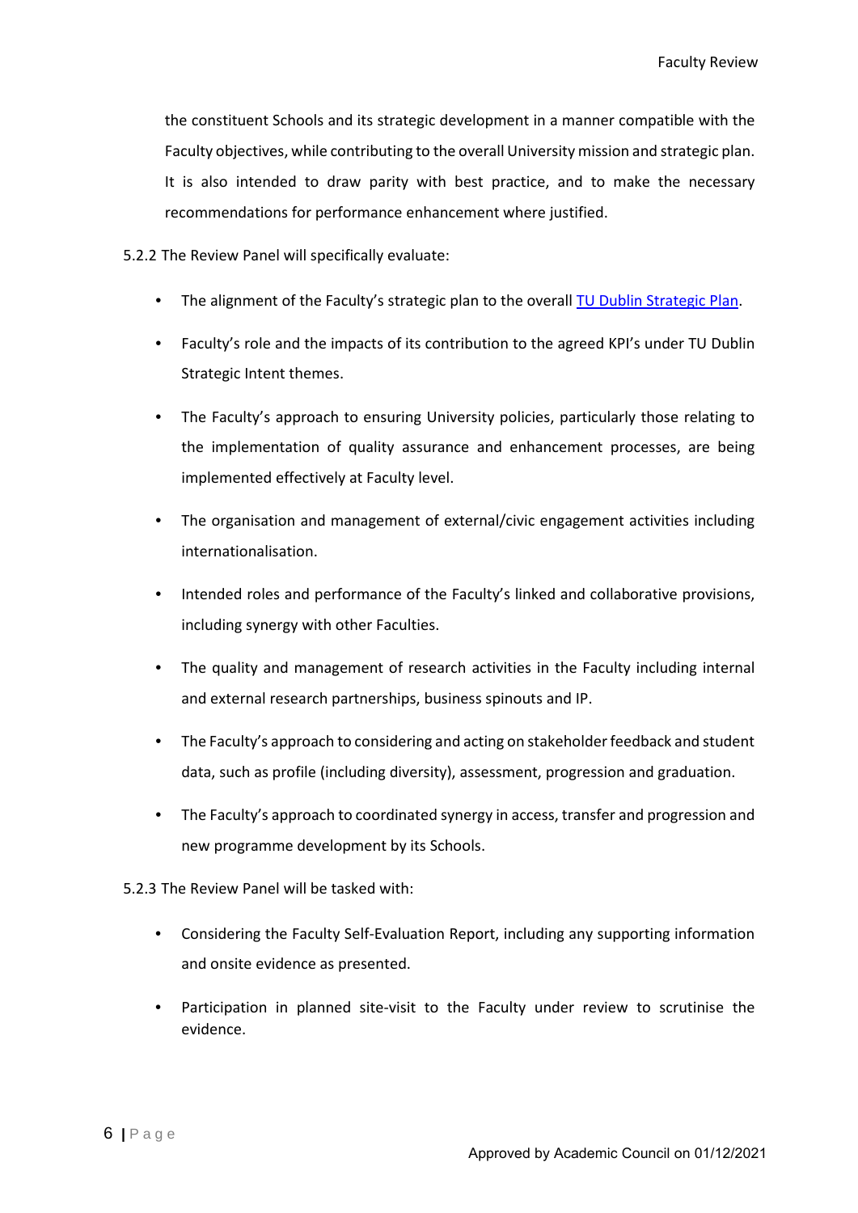the constituent Schools and its strategic development in a manner compatible with the Faculty objectives, while contributing to the overall University mission and strategic plan. It is also intended to draw parity with best practice, and to make the necessary recommendations for performance enhancement where justified.

5.2.2 The Review Panel will specifically evaluate:

- The alignment of the Faculty's strategic plan to the overall [TU Dublin Strategic Plan](#).
- Faculty's role and the impacts of its contribution to the agreed KPI's under TU Dublin Strategic Intent themes.
- The Faculty's approach to ensuring University policies, particularly those relating to the implementation of quality assurance and enhancement processes, are being implemented effectively at Faculty level.
- The organisation and management of external/civic engagement activities including internationalisation.
- Intended roles and performance of the Faculty's linked and collaborative provisions, including synergy with other Faculties.
- The quality and management of research activities in the Faculty including internal and external research partnerships, business spinouts and IP.
- The Faculty's approach to considering and acting on stakeholder feedback and student data, such as profile (including diversity), assessment, progression and graduation.
- The Faculty's approach to coordinated synergy in access, transfer and progression and new programme development by its Schools.

5.2.3 The Review Panel will be tasked with:

- Considering the Faculty Self-Evaluation Report, including any supporting information and onsite evidence as presented.
- Participation in planned site-visit to the Faculty under review to scrutinise the evidence.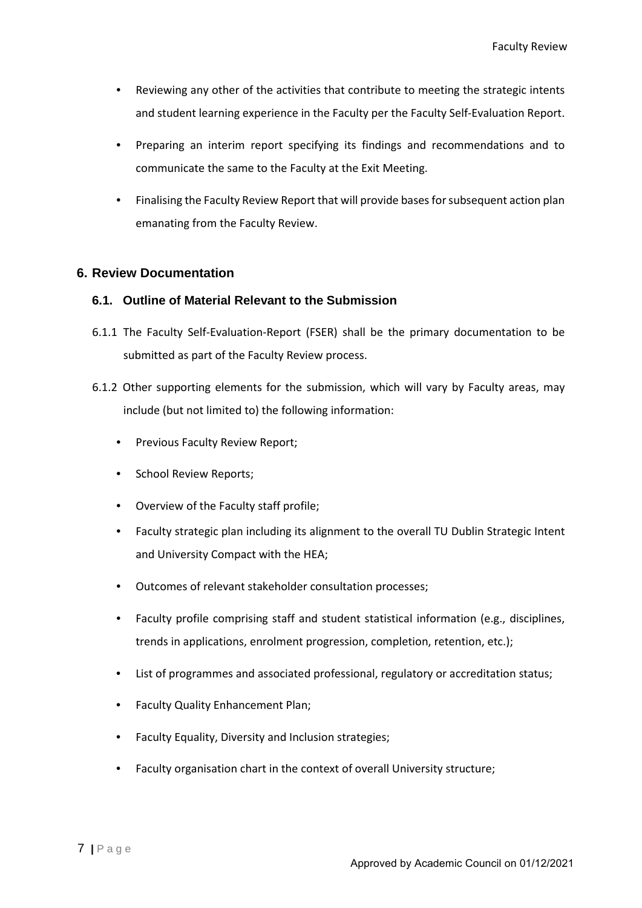- Reviewing any other of the activities that contribute to meeting the strategic intents and student learning experience in the Faculty per the Faculty Self-Evaluation Report.
- Preparing an interim report specifying its findings and recommendations and to communicate the same to the Faculty at the Exit Meeting.
- Finalising the Faculty Review Report that will provide bases for subsequent action plan emanating from the Faculty Review.

## 6. Review Documentation

### 6.1. Outline of Material Relevant to the Submission

6.1.1 The Faculty Self-Evaluation-Report (FSER) shall be the primary documentation to be submitted as part of the Faculty Review process.

6.1.2 Other supporting elements for the submission, which will vary by Faculty areas, may include (but not limited to) the following information:

- Previous Faculty Review Report;
- School Review Reports;
- Overview of the Faculty staff profile;
- Faculty strategic plan including its alignment to the overall TU Dublin Strategic Intent and University Compact with the HEA;
- Outcomes of relevant stakeholder consultation processes;
- Faculty profile comprising staff and student statistical information (e.g., disciplines, trends in applications, enrolment progression, completion, retention, etc.);
- List of programmes and associated professional, regulatory or accreditation status;
- Faculty Quality Enhancement Plan;
- Faculty Equality, Diversity and Inclusion strategies;
- Faculty organisation chart in the context of overall University structure;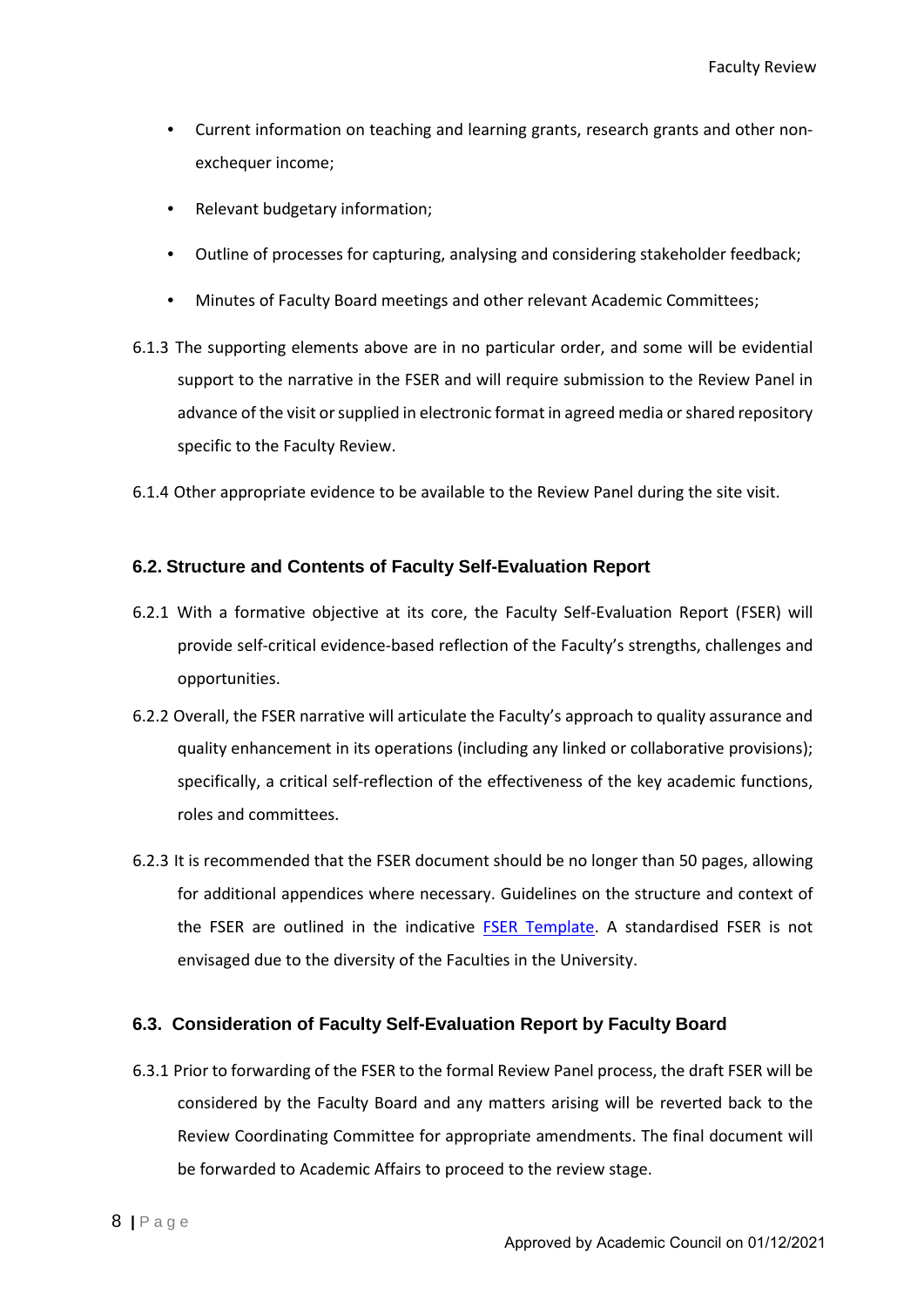- Current information on teaching and learning grants, research grants and other non-exchequer income;
- Relevant budgetary information;
- Outline of processes for capturing, analysing and considering stakeholder feedback;
- Minutes of Faculty Board meetings and other relevant Academic Committees;

6.1.3 The supporting elements above are in no particular order, and some will be evidential support to the narrative in the FSER and will require submission to the Review Panel in advance of the visit or supplied in electronic format in agreed media or shared repository specific to the Faculty Review.

6.1.4 Other appropriate evidence to be available to the Review Panel during the site visit.

### 6.2. Structure and Contents of Faculty Self-Evaluation Report

6.2.1 With a formative objective at its core, the Faculty Self-Evaluation Report (FSER) will provide self-critical evidence-based reflection of the Faculty's strengths, challenges and opportunities.

6.2.2 Overall, the FSER narrative will articulate the Faculty's approach to quality assurance and quality enhancement in its operations (including any linked or collaborative provisions); specifically, a critical self-reflection of the effectiveness of the key academic functions, roles and committees.

6.2.3 It is recommended that the FSER document should be no longer than 50 pages, allowing for additional appendices where necessary. Guidelines on the structure and context of the FSER are outlined in the indicative FSER Template. A standardised FSER is not envisaged due to the diversity of the Faculties in the University.

### 6.3. Consideration of Faculty Self-Evaluation Report by Faculty Board

6.3.1 Prior to forwarding of the FSER to the formal Review Panel process, the draft FSER will be considered by the Faculty Board and any matters arising will be reverted back to the Review Coordinating Committee for appropriate amendments. The final document will be forwarded to Academic Affairs to proceed to the review stage.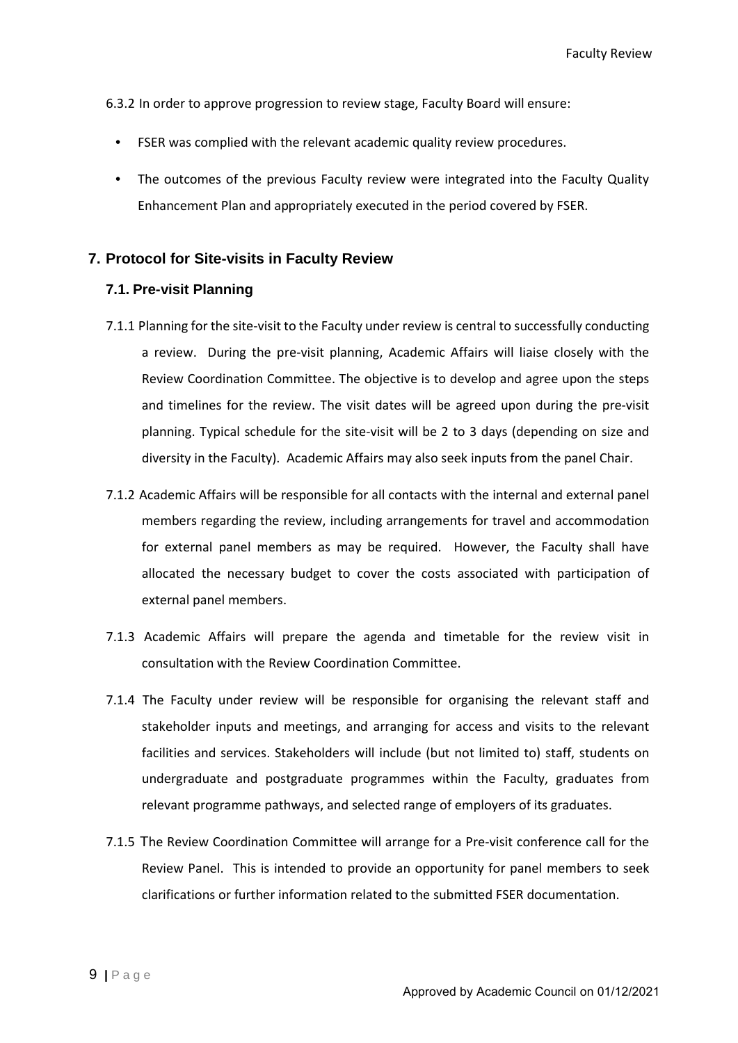6.3.2 In order to approve progression to review stage, Faculty Board will ensure:

- FSER was complied with the relevant academic quality review procedures.
- The outcomes of the previous Faculty review were integrated into the Faculty Quality Enhancement Plan and appropriately executed in the period covered by FSER.

## 7. Protocol for Site-visits in Faculty Review

### 7.1. Pre-visit Planning

7.1.1 Planning for the site-visit to the Faculty under review is central to successfully conducting a review. During the pre-visit planning, Academic Affairs will liaise closely with the Review Coordination Committee. The objective is to develop and agree upon the steps and timelines for the review. The visit dates will be agreed upon during the pre-visit planning. Typical schedule for the site-visit will be 2 to 3 days (depending on size and diversity in the Faculty). Academic Affairs may also seek inputs from the panel Chair.

7.1.2 Academic Affairs will be responsible for all contacts with the internal and external panel members regarding the review, including arrangements for travel and accommodation for external panel members as may be required. However, the Faculty shall have allocated the necessary budget to cover the costs associated with participation of external panel members.

7.1.3 Academic Affairs will prepare the agenda and timetable for the review visit in consultation with the Review Coordination Committee.

7.1.4 The Faculty under review will be responsible for organising the relevant staff and stakeholder inputs and meetings, and arranging for access and visits to the relevant facilities and services. Stakeholders will include (but not limited to) staff, students on undergraduate and postgraduate programmes within the Faculty, graduates from relevant programme pathways, and selected range of employers of its graduates.

7.1.5 The Review Coordination Committee will arrange for a Pre-visit conference call for the Review Panel. This is intended to provide an opportunity for panel members to seek clarifications or further information related to the submitted FSER documentation.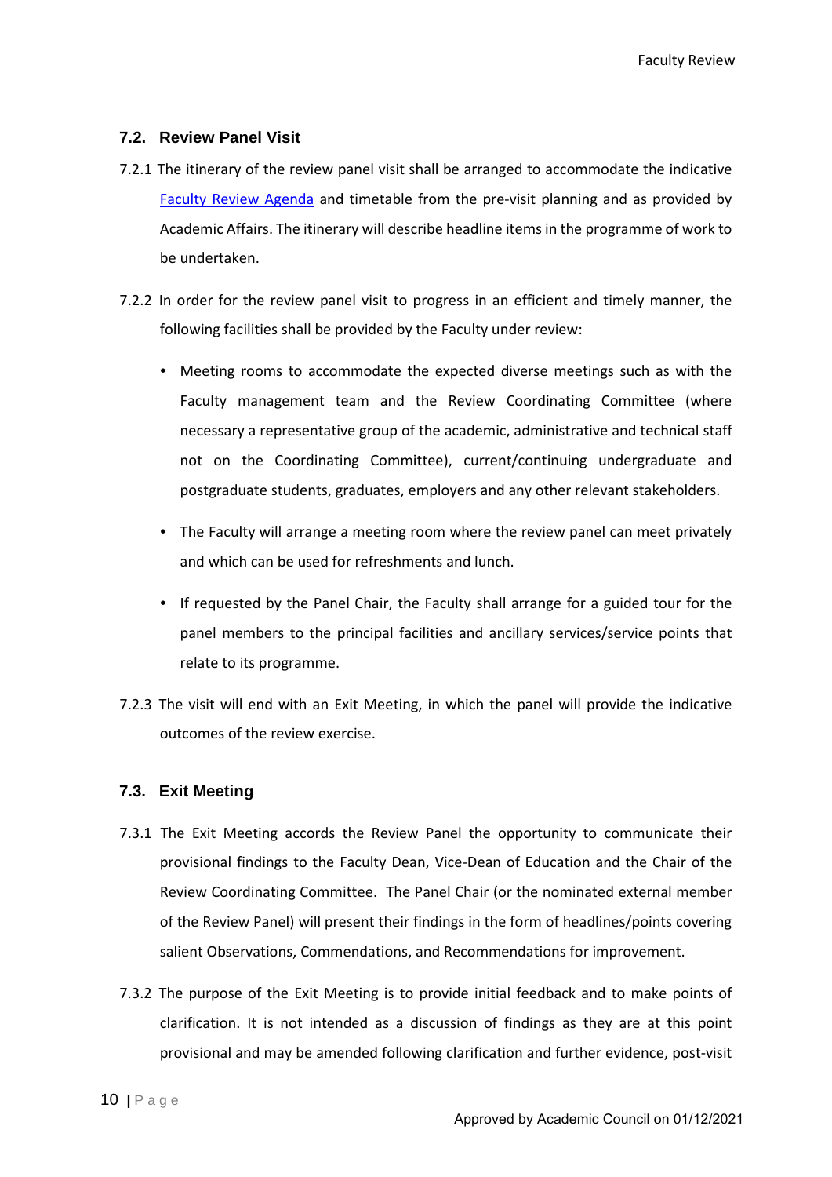### 7.2. Review Panel Visit

7.2.1 The itinerary of the review panel visit shall be arranged to accommodate the indicative [Faculty Review Agenda](#) and timetable from the pre-visit planning and as provided by Academic Affairs. The itinerary will describe headline items in the programme of work to be undertaken.

7.2.2 In order for the review panel visit to progress in an efficient and timely manner, the following facilities shall be provided by the Faculty under review:

- Meeting rooms to accommodate the expected diverse meetings such as with the Faculty management team and the Review Coordinating Committee (where necessary a representative group of the academic, administrative and technical staff not on the Coordinating Committee), current/continuing undergraduate and postgraduate students, graduates, employers and any other relevant stakeholders.
- The Faculty will arrange a meeting room where the review panel can meet privately and which can be used for refreshments and lunch.
- If requested by the Panel Chair, the Faculty shall arrange for a guided tour for the panel members to the principal facilities and ancillary services/service points that relate to its programme.

7.2.3 The visit will end with an Exit Meeting, in which the panel will provide the indicative outcomes of the review exercise.

### 7.3. Exit Meeting

7.3.1 The Exit Meeting accords the Review Panel the opportunity to communicate their provisional findings to the Faculty Dean, Vice-Dean of Education and the Chair of the Review Coordinating Committee. The Panel Chair (or the nominated external member of the Review Panel) will present their findings in the form of headlines/points covering salient Observations, Commendations, and Recommendations for improvement.

7.3.2 The purpose of the Exit Meeting is to provide initial feedback and to make points of clarification. It is not intended as a discussion of findings as they are at this point provisional and may be amended following clarification and further evidence, post-visit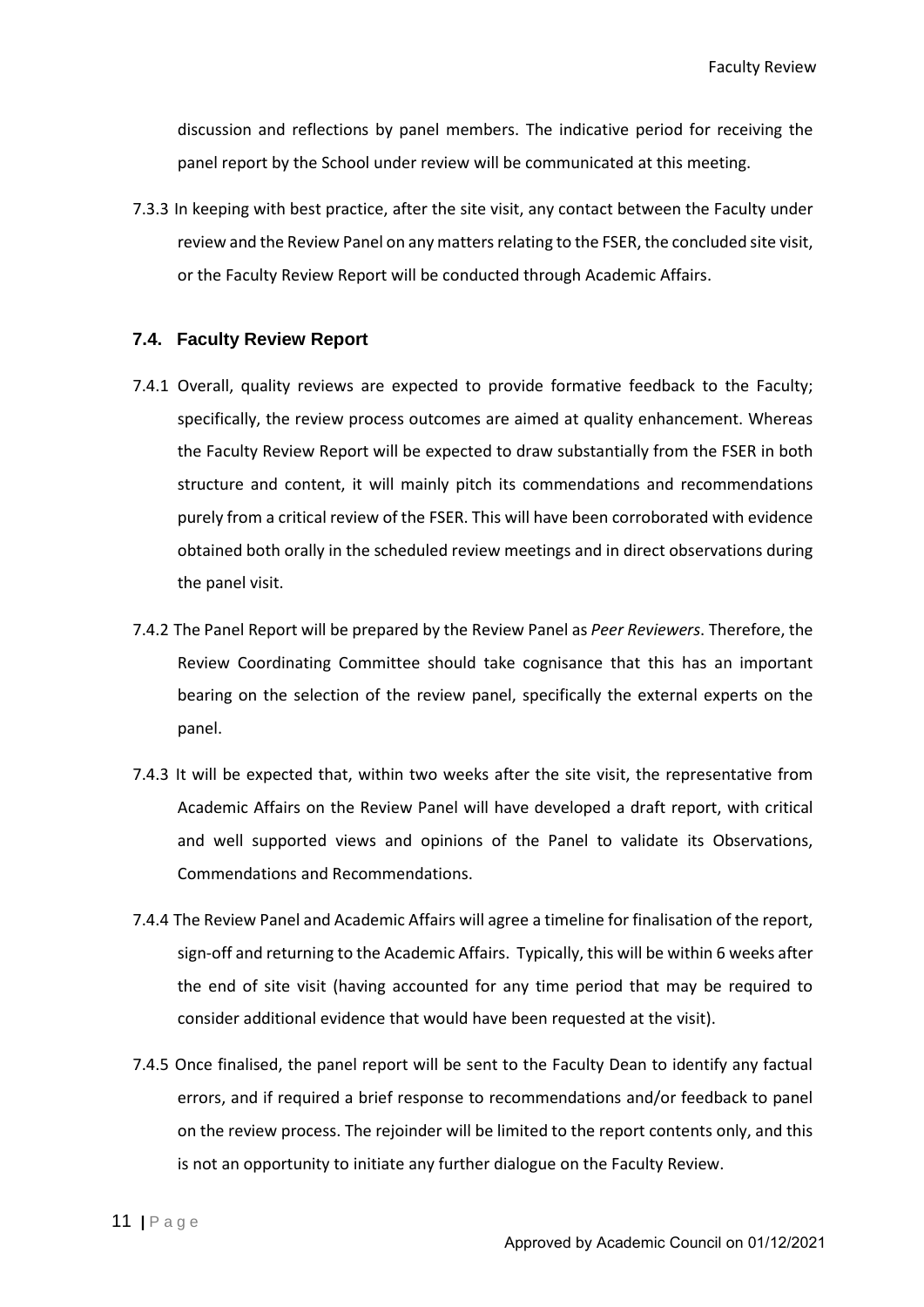discussion and reflections by panel members. The indicative period for receiving the panel report by the School under review will be communicated at this meeting.

7.3.3 In keeping with best practice, after the site visit, any contact between the Faculty under review and the Review Panel on any matters relating to the FSER, the concluded site visit, or the Faculty Review Report will be conducted through Academic Affairs.

### 7.4. Faculty Review Report

7.4.1 Overall, quality reviews are expected to provide formative feedback to the Faculty; specifically, the review process outcomes are aimed at quality enhancement. Whereas the Faculty Review Report will be expected to draw substantially from the FSER in both structure and content, it will mainly pitch its commendations and recommendations purely from a critical review of the FSER. This will have been corroborated with evidence obtained both orally in the scheduled review meetings and in direct observations during the panel visit.

7.4.2 The Panel Report will be prepared by the Review Panel as *Peer Reviewers*. Therefore, the Review Coordinating Committee should take cognisance that this has an important bearing on the selection of the review panel, specifically the external experts on the panel.

7.4.3 It will be expected that, within two weeks after the site visit, the representative from Academic Affairs on the Review Panel will have developed a draft report, with critical and well supported views and opinions of the Panel to validate its Observations, Commendations and Recommendations.

7.4.4 The Review Panel and Academic Affairs will agree a timeline for finalisation of the report, sign-off and returning to the Academic Affairs. Typically, this will be within 6 weeks after the end of site visit (having accounted for any time period that may be required to consider additional evidence that would have been requested at the visit).

7.4.5 Once finalised, the panel report will be sent to the Faculty Dean to identify any factual errors, and if required a brief response to recommendations and/or feedback to panel on the review process. The rejoinder will be limited to the report contents only, and this is not an opportunity to initiate any further dialogue on the Faculty Review.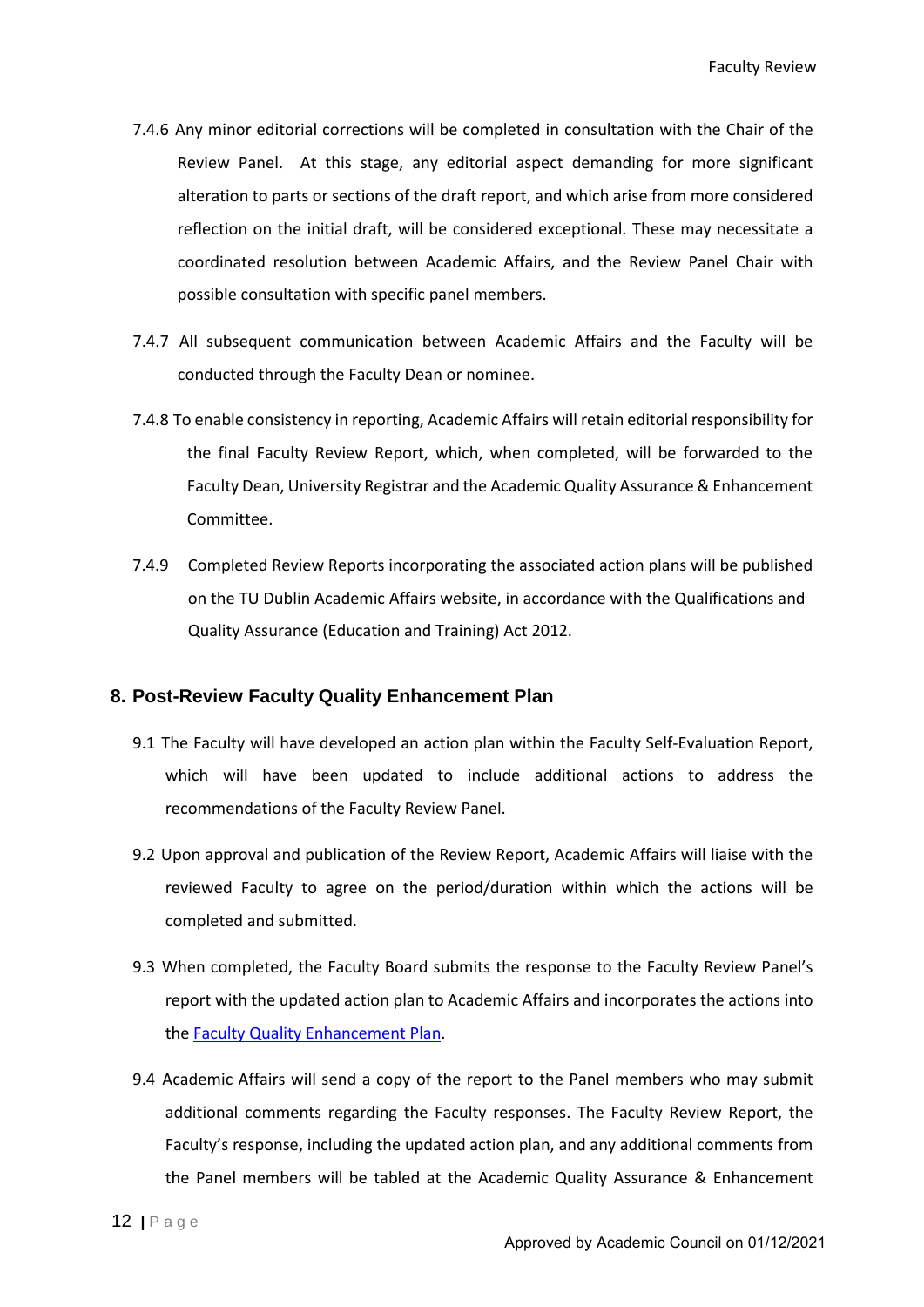7.4.6 Any minor editorial corrections will be completed in consultation with the Chair of the Review Panel. At this stage, any editorial aspect demanding for more significant alteration to parts or sections of the draft report, and which arise from more considered reflection on the initial draft, will be considered exceptional. These may necessitate a coordinated resolution between Academic Affairs, and the Review Panel Chair with possible consultation with specific panel members.

7.4.7 All subsequent communication between Academic Affairs and the Faculty will be conducted through the Faculty Dean or nominee.

7.4.8 To enable consistency in reporting, Academic Affairs will retain editorial responsibility for the final Faculty Review Report, which, when completed, will be forwarded to the Faculty Dean, University Registrar and the Academic Quality Assurance & Enhancement Committee.

7.4.9 Completed Review Reports incorporating the associated action plans will be published on the TU Dublin Academic Affairs website, in accordance with the Qualifications and Quality Assurance (Education and Training) Act 2012.

## 8. Post-Review Faculty Quality Enhancement Plan

9.1 The Faculty will have developed an action plan within the Faculty Self-Evaluation Report, which will have been updated to include additional actions to address the recommendations of the Faculty Review Panel.

9.2 Upon approval and publication of the Review Report, Academic Affairs will liaise with the reviewed Faculty to agree on the period/duration within which the actions will be completed and submitted.

9.3 When completed, the Faculty Board submits the response to the Faculty Review Panel's report with the updated action plan to Academic Affairs and incorporates the actions into the [Faculty Quality Enhancement Plan](#).

9.4 Academic Affairs will send a copy of the report to the Panel members who may submit additional comments regarding the Faculty responses. The Faculty Review Report, the Faculty's response, including the updated action plan, and any additional comments from the Panel members will be tabled at the Academic Quality Assurance & Enhancement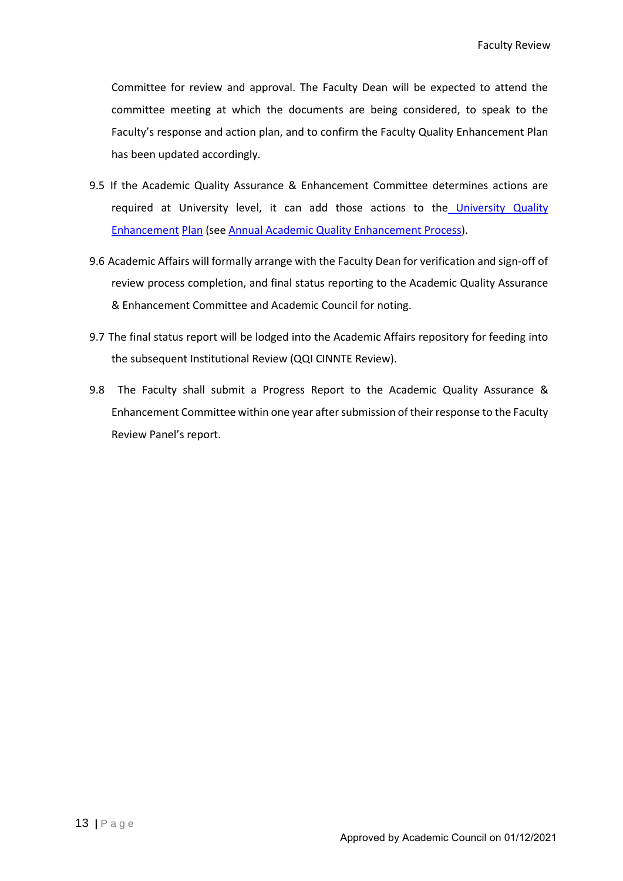Committee for review and approval. The Faculty Dean will be expected to attend the committee meeting at which the documents are being considered, to speak to the Faculty's response and action plan, and to confirm the Faculty Quality Enhancement Plan has been updated accordingly.

9.5 If the Academic Quality Assurance & Enhancement Committee determines actions are required at University level, it can add those actions to the University Quality Enhancement Plan (see Annual Academic Quality Enhancement Process).

9.6 Academic Affairs will formally arrange with the Faculty Dean for verification and sign-off of review process completion, and final status reporting to the Academic Quality Assurance & Enhancement Committee and Academic Council for noting.

9.7 The final status report will be lodged into the Academic Affairs repository for feeding into the subsequent Institutional Review (QQI CINNTE Review).

9.8 The Faculty shall submit a Progress Report to the Academic Quality Assurance & Enhancement Committee within one year after submission of their response to the Faculty Review Panel's report.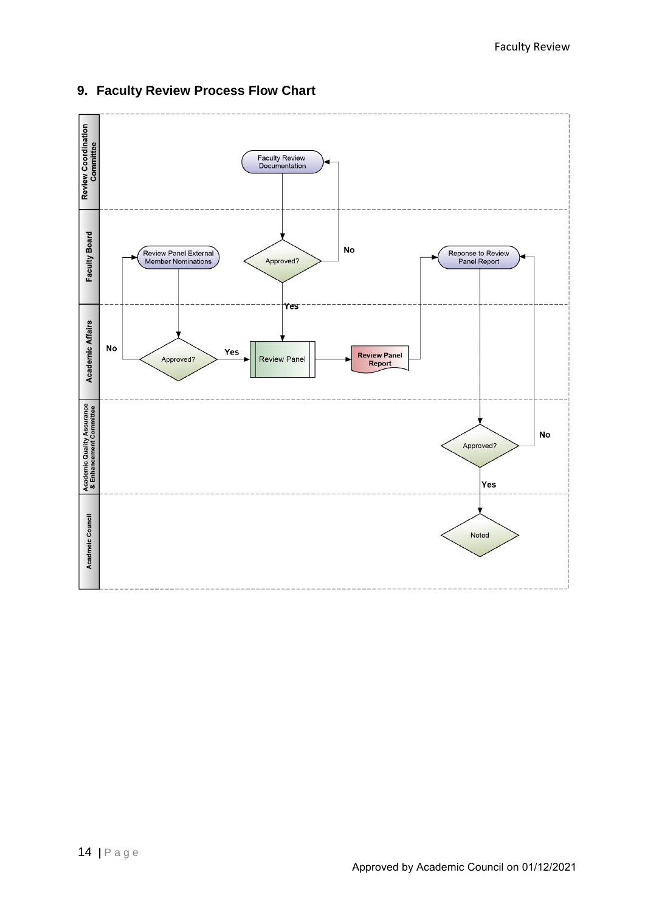## 9. Faculty Review Process Flow Chart

Review Coordination Committee

Faculty Board

Academic Affairs

Academic Quality Assurance & Enhancement Committee

Acadmeic Council

Faculty Review Documentation

Approved?

No

Yes

Review Panel External Member Nominations

Approved?

No

Yes

Review Panel

Review Panel Report

Reponse to Review Panel Report

Approved?

No

Yes

Noted

Approved by Academic Council on 01/12/2021